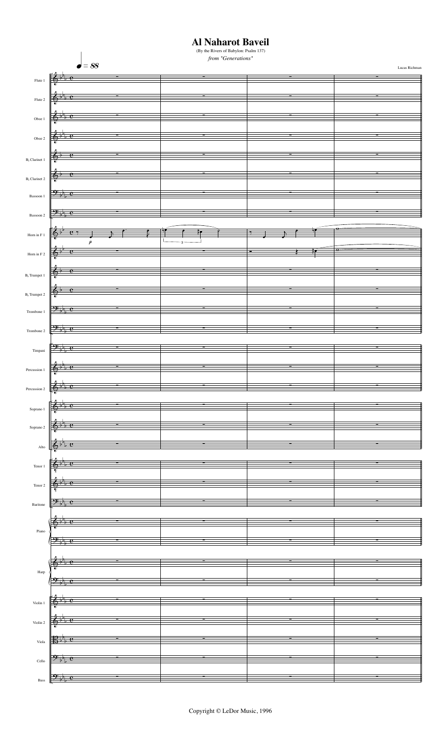# Al Naharot Baveil

(By the Rivers of Babylon: Psalm 137)

*from "Generations"*

Lucas Richman

Copyright © LeDor Music, 1996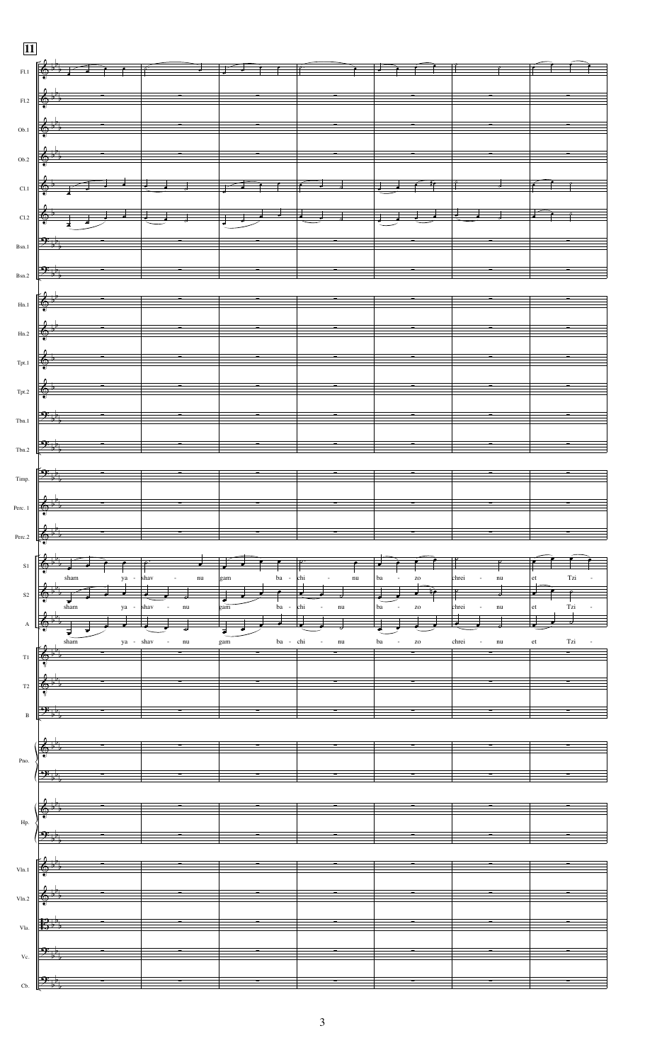**11**

Fl.1, Fl.2, Ob.1, Ob.2, Cl.1, Cl.2, Bsn.1, Bsn.2, Hn.1, Hn.2, Tpt.1, Tpt.2, Tbn.1, Tbn.2, Timp., Perc. 1, Perc. 2, S1, S2, A, T1, T2, B, Pno., Hp., Vln.1, Vln.2, Vla., Vc., Cb.

S1: sham ya - shav - nu gam ba - chi - nu ba - zo chrei - nu et Tzi -

S2: sham ya - shav - nu gam ba - chi - nu ba - zo chrei - nu et Tzi -

A: sham ya - shav - nu gam ba - chi - nu ba - zo chrei - nu et Tzi -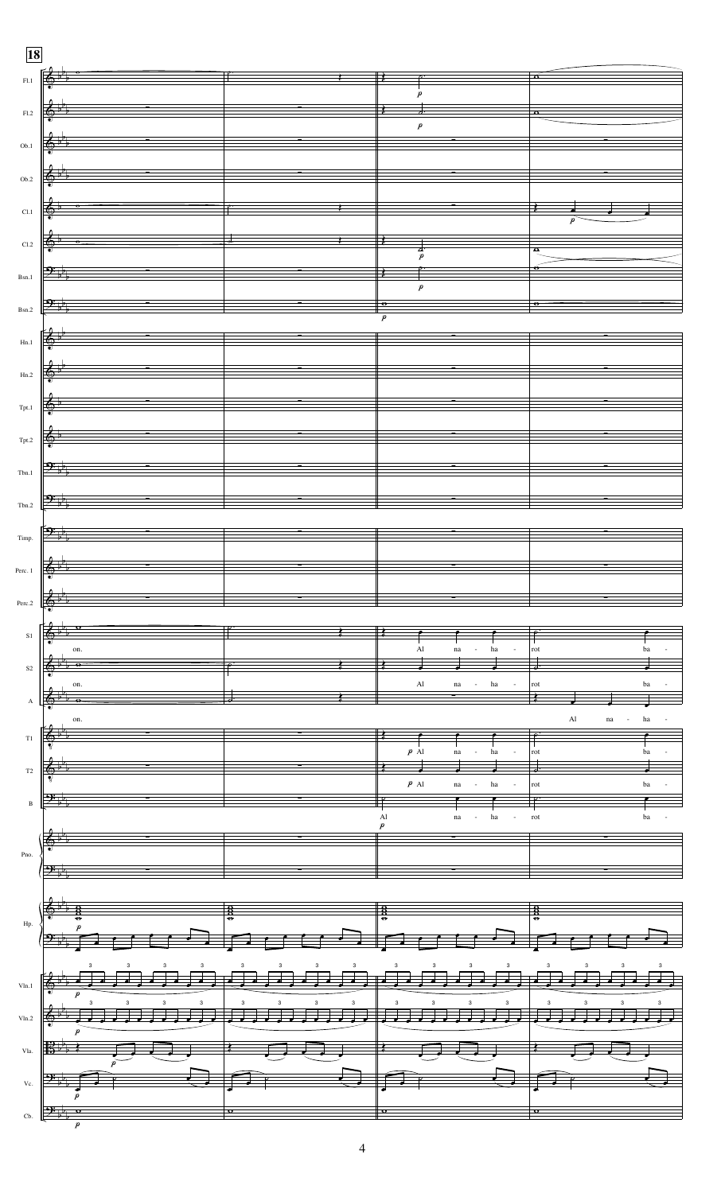**18**

Fl.1
Fl.2
Ob.1
Ob.2
Cl.1
Cl.2
Bsn.1
Bsn.2
Hn.1
Hn.2
Tpt.1
Tpt.2
Tbn.1
Tbn.2
Timp.
Perc. 1
Perc. 2

S1: on. Al na - ha - rot ba -
S2: on. Al na - ha - rot ba -
A: on. Al na - ha -
T1: Al na - ha - rot ba -
T2: Al na - ha - rot ba -
B: Al na - ha - rot ba -

Pno.
Hp.
Vln.1
Vln.2
Vla.
Vc.
Cb.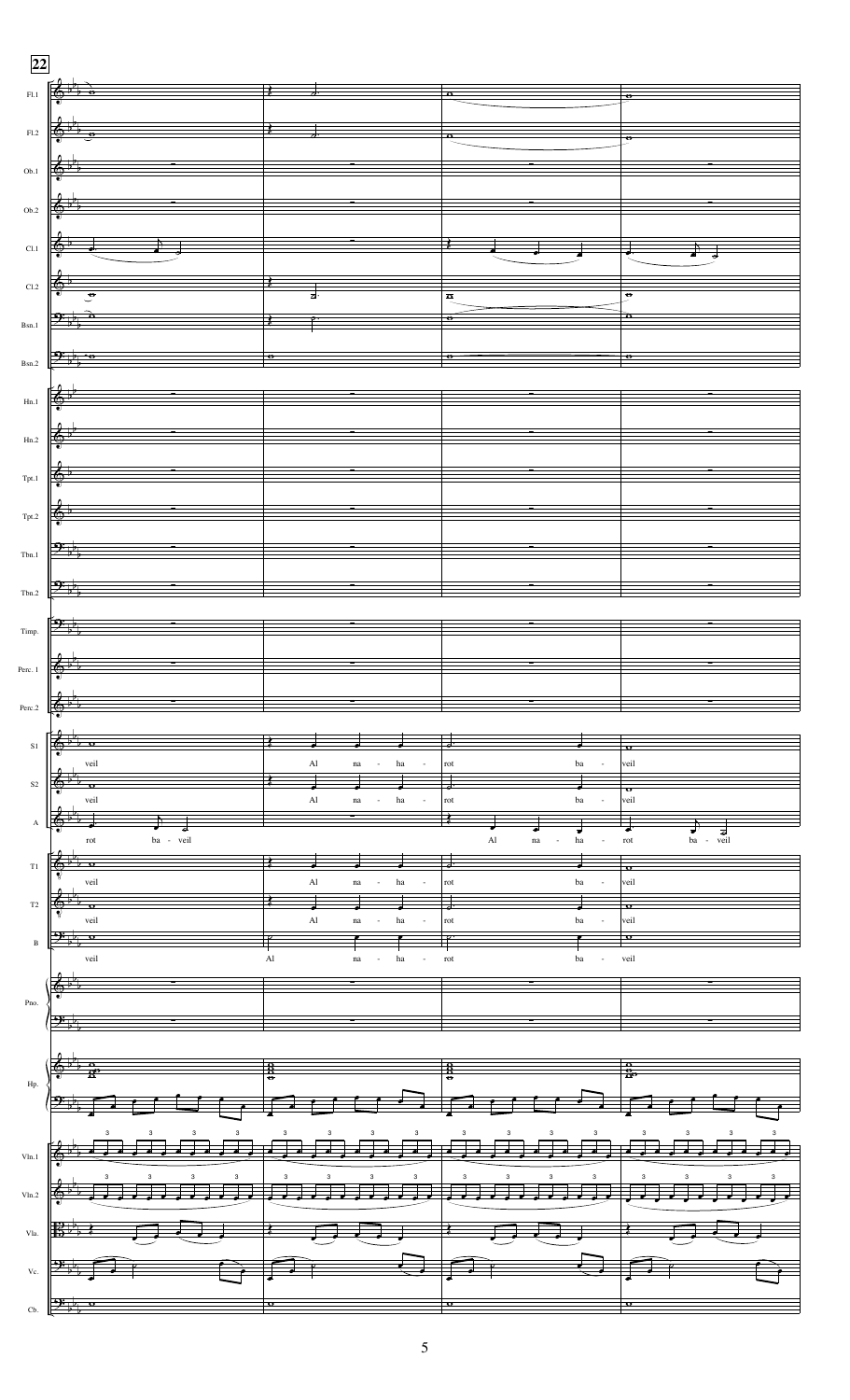veil

Al na - ha - rot ba - veil

rot ba - veil

Al na - ha - rot ba - veil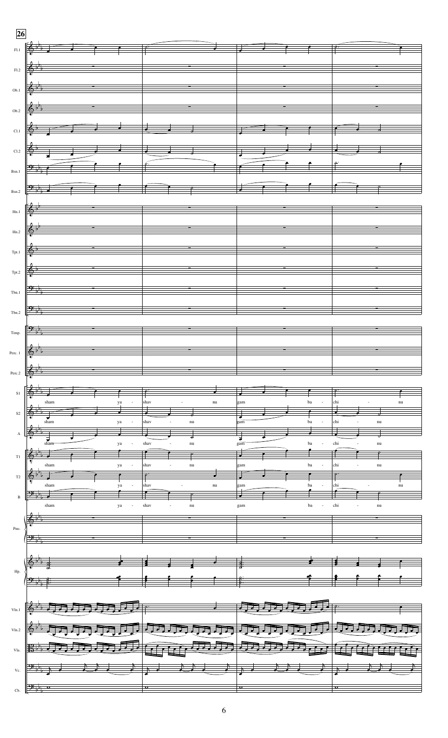**26**

sham ya - shav - nu gam ba - chi - nu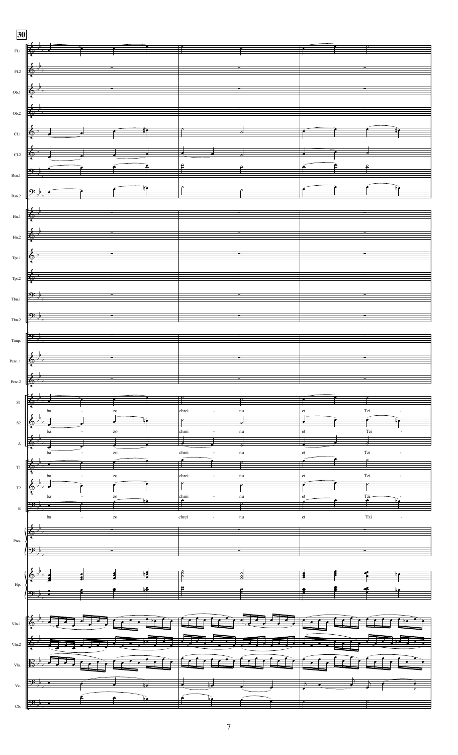**30**

ba - zo chrei - nu et Tzi -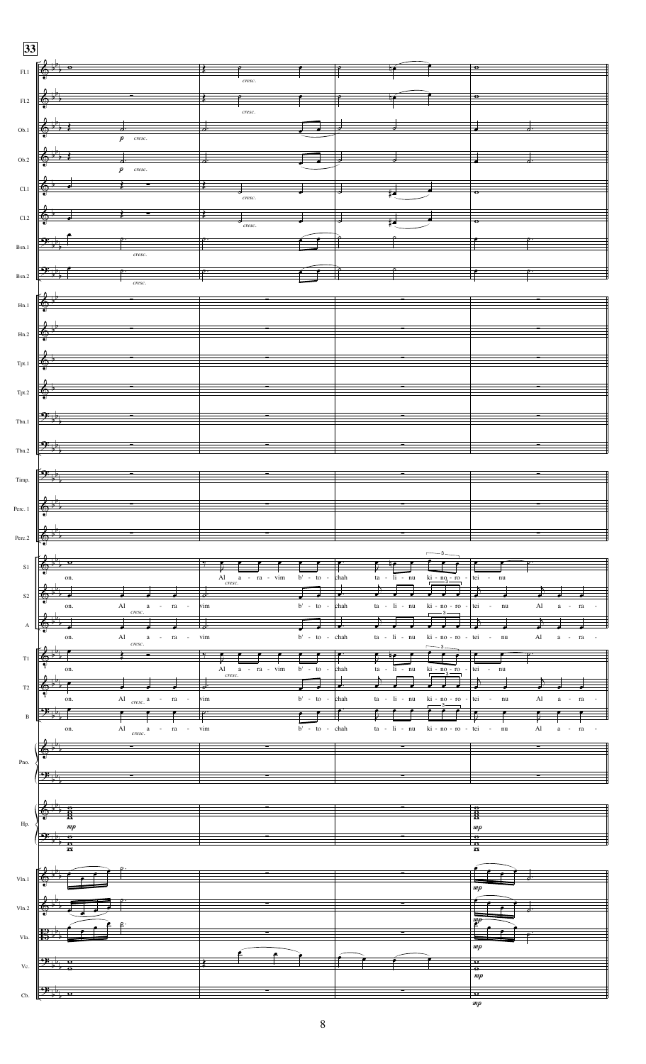**33**

S1: on. Al - a - ra - vim b' - to - chah ta - li - nu ki - no - ro - tei - nu

S2: on. Al a - ra - vim b' - to - chah ta - li - nu ki - no - ro - tei - nu Al a - ra -

A: on. Al a - ra - vim b' - to - chah ta - li - nu ki - no - ro - tei - nu Al a - ra -

T1: on. Al a - ra - vim b' - to - chah ta - li - nu ki - no - ro - tei - nu

T2: on. Al a - ra - vim b' - to - chah ta - li - nu ki - no - ro - tei - nu Al a - ra -

B: on. Al a - ra - vim b' - to - chah ta - li - nu ki - no - ro - tei - nu Al a - ra -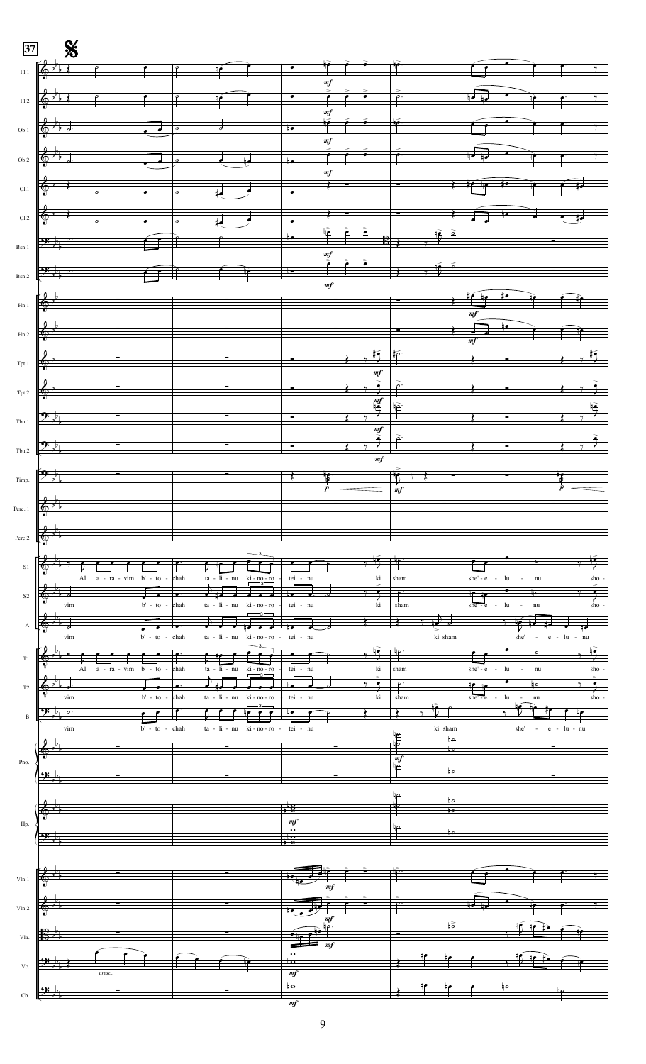37

Al a - ra - vim b' - to - chah ta - li - nu ki - no - ro - tei - nu ki sham she' - e - lu - nu sho -

ki sham she' - e - lu - nu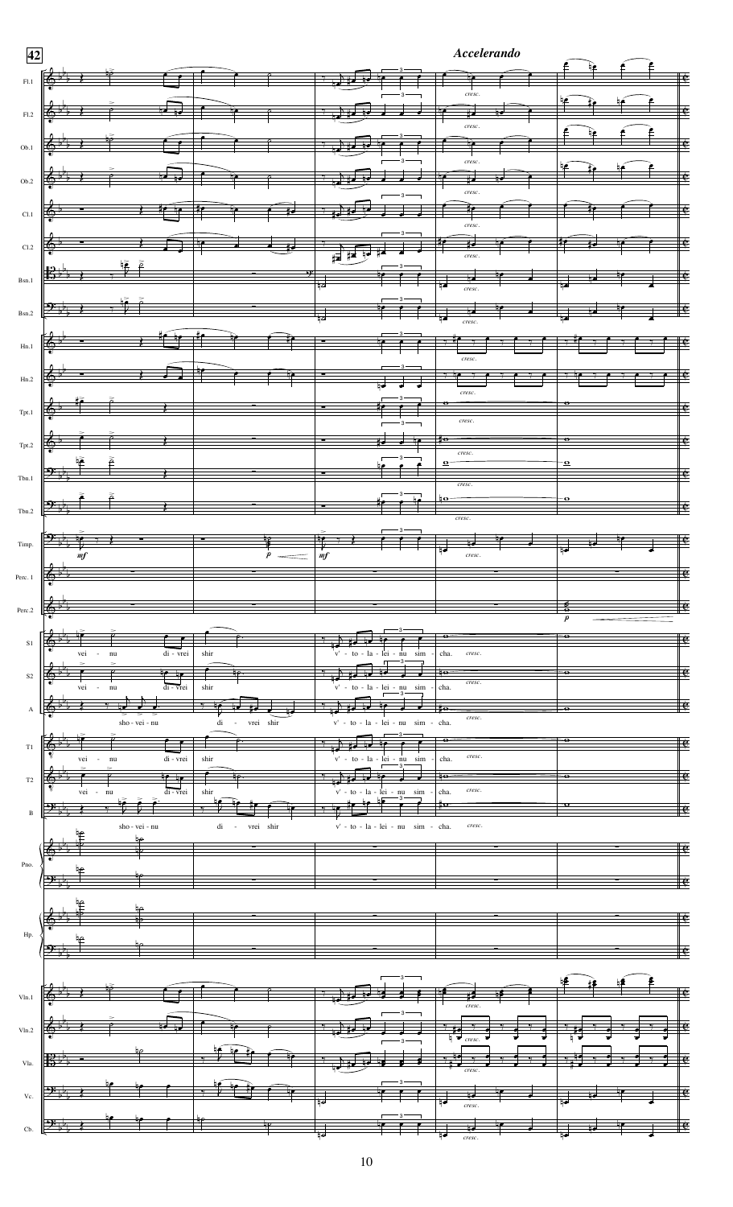**42**

***Accelerando***

S1: vei - nu di - vrei shir v' - to - la - lei - nu sim - cha.

S2: vei - nu di - vrei shir v' - to - la - lei - nu sim - cha.

A: sho - vei - nu di - vrei shir v' - to - la - lei - nu sim - cha.

T1: vei - nu di - vrei shir v' - to - la - lei - nu sim - cha.

T2: vei - nu di - vrei shir v' - to - la - lei - nu sim - cha.

B: sho - vei - nu di - vrei shir v' - to - la - lei - nu sim - cha.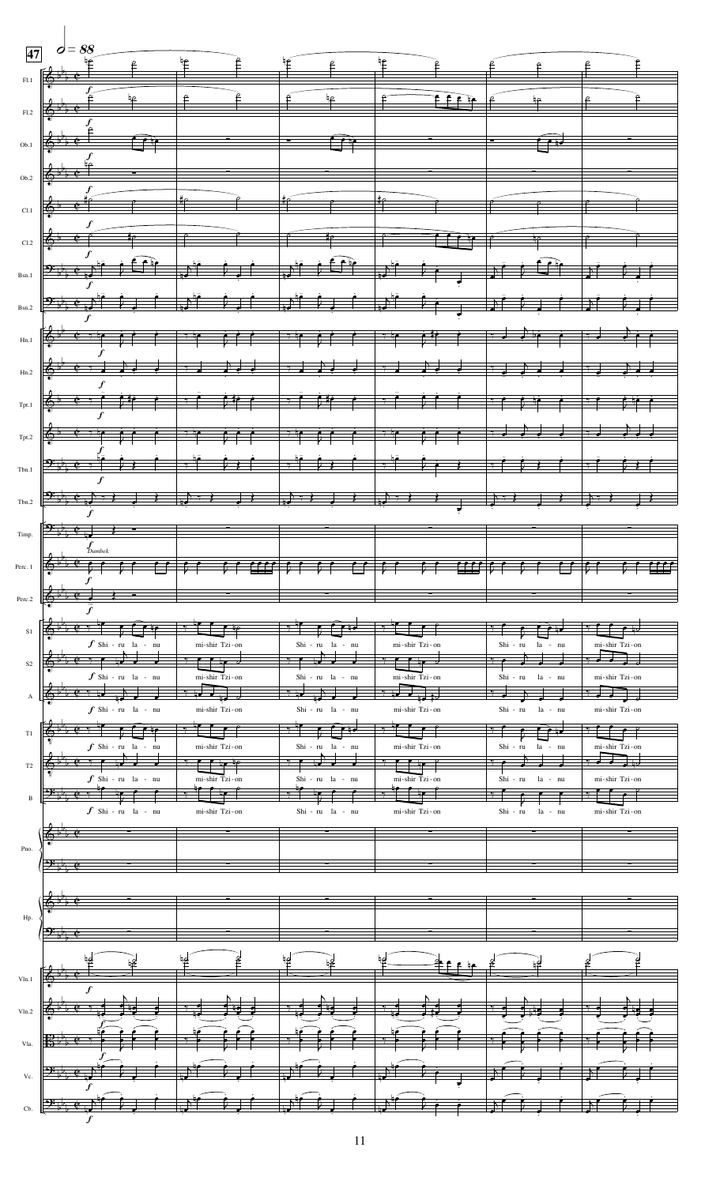**47** 𝅗𝅥 = 88

Shi - ru la - nu mi-shir Tzi-on Shi - ru la - nu mi-shir Tzi-on Shi - ru la - nu mi-shir Tzi-on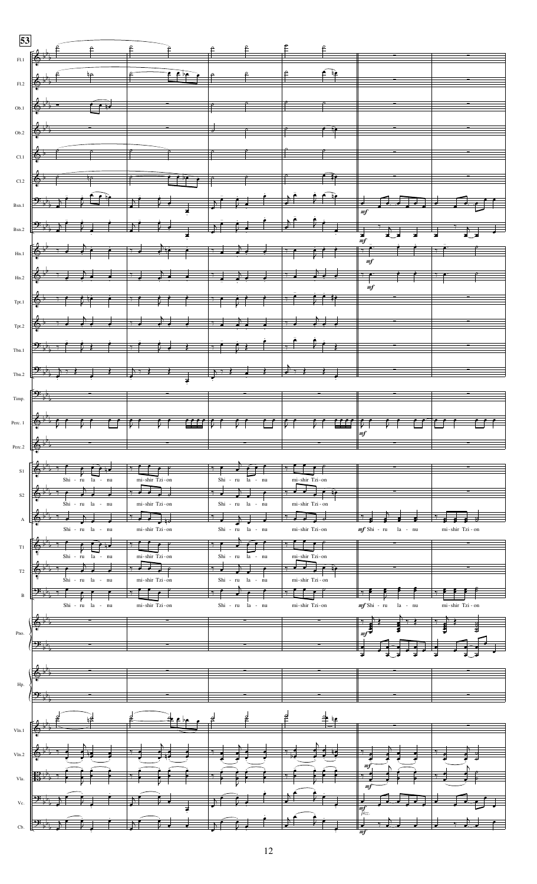53

Fl.1, Fl.2, Ob.1, Ob.2, Cl.1, Cl.2, Bsn.1, Bsn.2, Hn.1, Hn.2, Tpt.1, Tpt.2, Tbn.1, Tbn.2, Timp., Perc. 1, Perc.2, S1, S2, A, T1, T2, B, Pno., Hp., Vln.1, Vln.2, Vla., Vc., Cb.

S1, S2, T1, T2: Shi - ru la - nu mi-shir Tzi-on Shi - ru la - nu mi-shir Tzi-on

A: Shi - ru la - nu mi-shir Tzi-on Shi - ru la - nu mi-shir Tzi-on *mf* Shi - ru la - nu mi-shir Tzi - on

B: Shi - ru la - nu mi-shir Tzi-on Shi - ru la - nu mi-shir Tzi-on *mf* Shi - ru la - nu mi-shir Tzi - on

*mf*

pizz.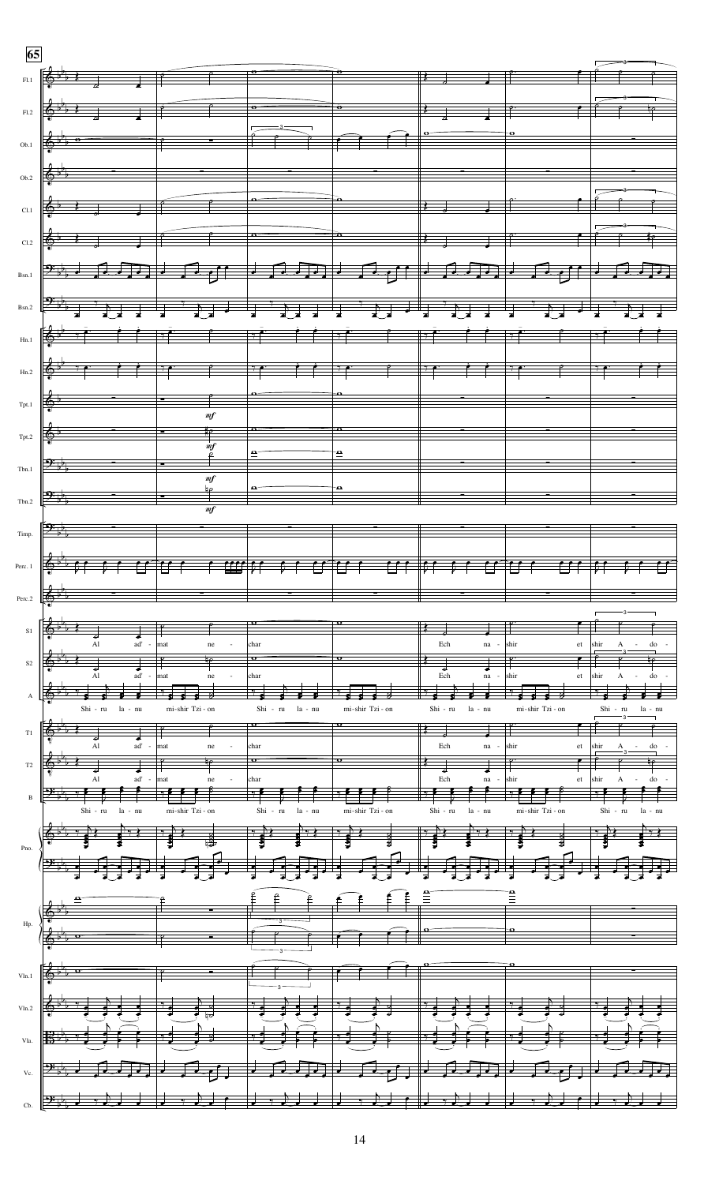65

Fl.1

Fl.2

Ob.1

Ob.2

Cl.1

Cl.2

Bsn.1

Bsn.2

Hn.1

Hn.2

Tpt.1

*mf*

Tpt.2

*mf*

Tbn.1

*mf*

Tbn.2

*mf*

Timp.

Perc. 1

Perc.2

S1

Al ad' - mat ne - char Ech na - shir et shir A - do -

S2

Al ad' - mat ne - char Ech na - shir et shir A - do -

A

Shi - ru la - nu mi-shir Tzi - on Shi - ru la - nu mi-shir Tzi - on Shi - ru la - nu mi-shir Tzi - on Shi - ru la - nu

T1

Al ad' - mat ne - char Ech na - shir et shir A - do -

T2

Al ad' - mat ne - char Ech na - shir et shir A - do -

B

Shi - ru la - nu mi-shir Tzi - on Shi - ru la - nu mi-shir Tzi - on Shi - ru la - nu mi-shir Tzi - on Shi - ru la - nu

Pno.

Hp.

Vln.1

Vln.2

Vla.

Vc.

Cb.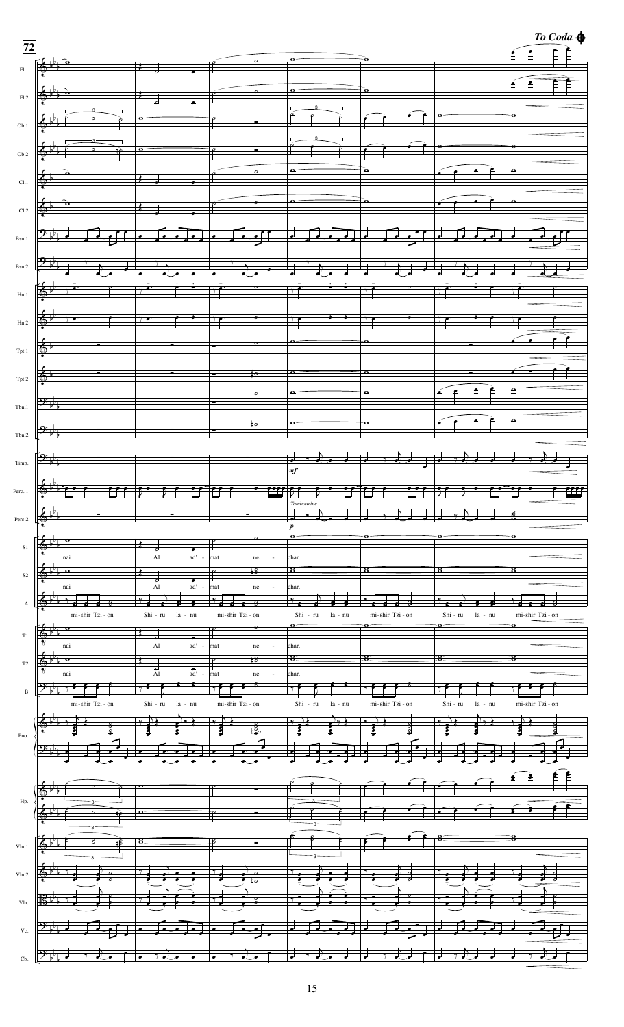To Coda

72

Fl.1, Fl.2, Ob.1, Ob.2, Cl.1, Cl.2, Bsn.1, Bsn.2, Hn.1, Hn.2, Tpt.1, Tpt.2, Tbn.1, Tbn.2, Timp., Perc. 1, Perc. 2, S1, S2, A, T1, T2, B, Pno., Hp., Vln.1, Vln.2, Vla., Vc., Cb.

*mf*

*Tambourine*

*p*

S1, S2, T1, T2: nai Al ad' - mat ne - char.

A, B: mi-shir Tzi - on Shi - ru la - nu mi-shir Tzi - on Shi - ru la - nu mi-shir Tzi - on Shi - ru la - nu mi-shir Tzi - on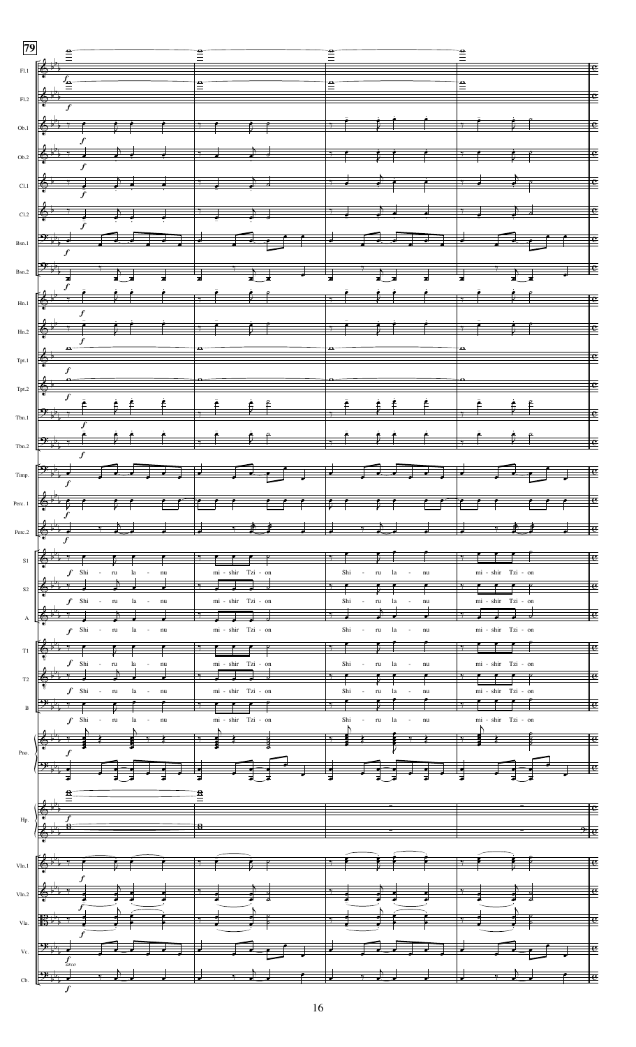79

Fl.1
Fl.2
Ob.1
Ob.2
Cl.1
Cl.2
Bsn.1
Bsn.2
Hn.1
Hn.2
Tpt.1
Tpt.2
Tbn.1
Tbn.2
Timp.
Perc. 1
Perc. 2
S1
S2
A
T1
T2
B
Pno.
Hp.
Vln.1
Vln.2
Vla.
Vc.
Cb.

*f* Shi - ru la - nu mi - shir Tzi - on Shi - ru la - nu mi - shir Tzi - on

*arco*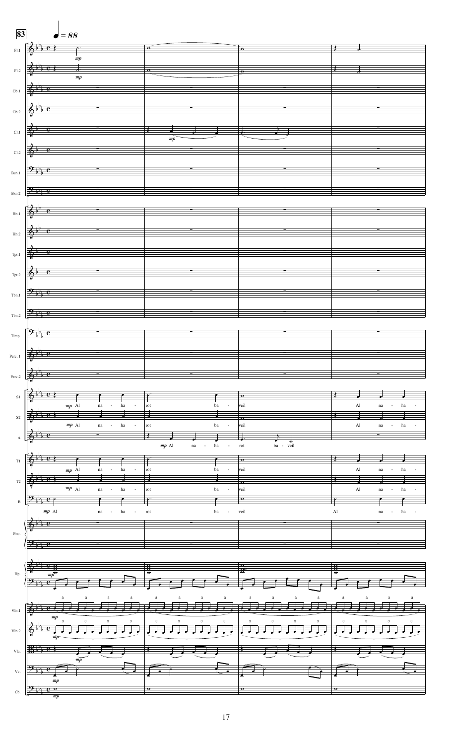**83** ♩ = 88

Al na - ha - rot ba - veil

Al na - ha -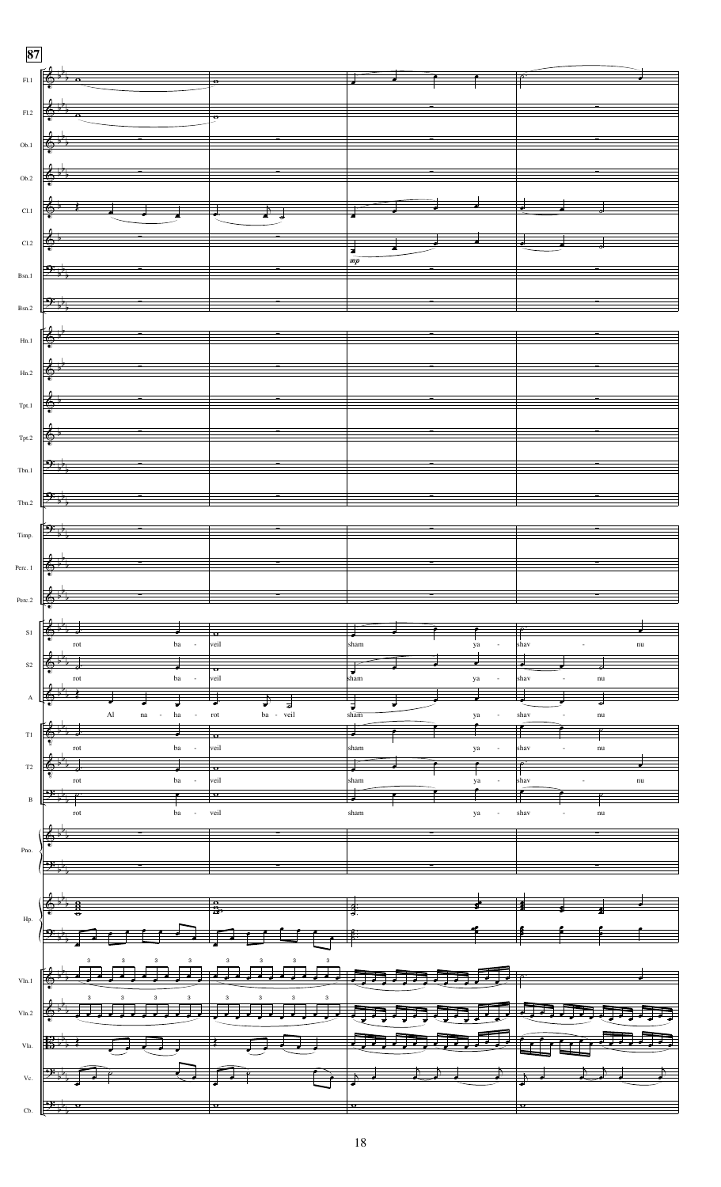**87**

Fl.1, Fl.2, Ob.1, Ob.2, Cl.1, Cl.2, Bsn.1, Bsn.2, Hn.1, Hn.2, Tpt.1, Tpt.2, Tbn.1, Tbn.2, Timp., Perc. 1, Perc. 2

*mp*

S1: rot ba - veil sham ya - shav - nu

S2: rot ba - veil sham ya - shav - nu

A: Al na - ha - rot ba - veil sham ya - shav - nu

T1: rot ba - veil sham ya - shav - nu

T2: rot ba - veil sham ya - shav - nu

B: rot ba - veil sham ya - shav - nu

Pno., Hp., Vln.1, Vln.2, Vla., Vc., Cb.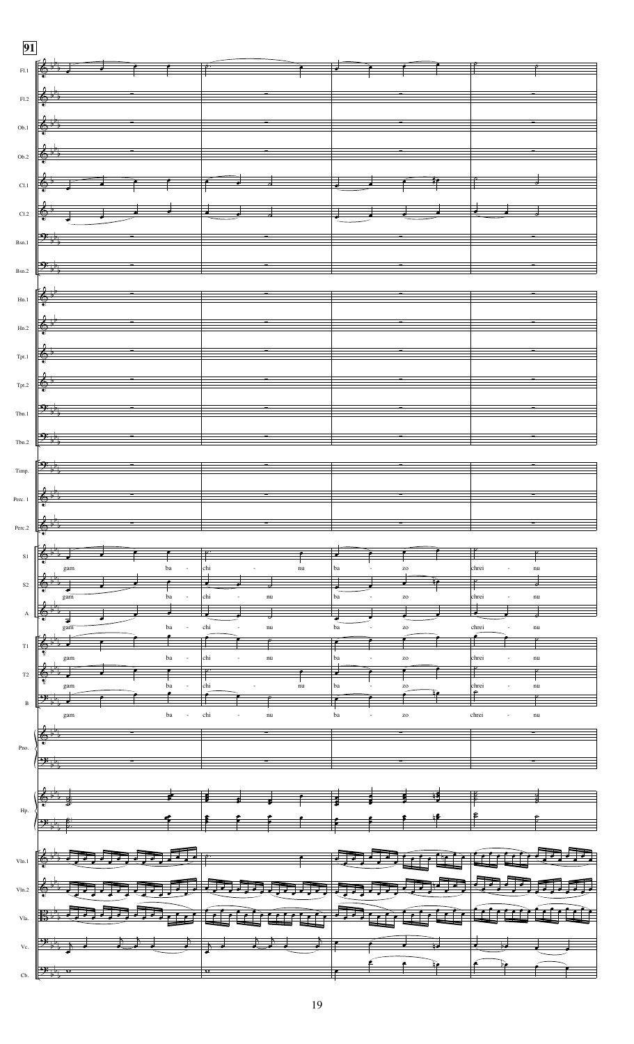**91**

Fl.1, Fl.2, Ob.1, Ob.2, Cl.1, Cl.2, Bsn.1, Bsn.2, Hn.1, Hn.2, Tpt.1, Tpt.2, Tbn.1, Tbn.2, Timp., Perc. 1, Perc. 2

S1: gam ba - chi - nu ba - zo chrei - nu

S2: gam ba - chi - nu ba - zo chrei - nu

A: gam ba - chi - nu ba - zo chrei - nu

T1: gam ba - chi - nu ba - zo chrei - nu

T2: gam ba - chi - nu ba - zo chrei - nu

B: gam ba - chi - nu ba - zo chrei - nu

Pno., Hp., Vln.1, Vln.2, Vla., Vc., Cb.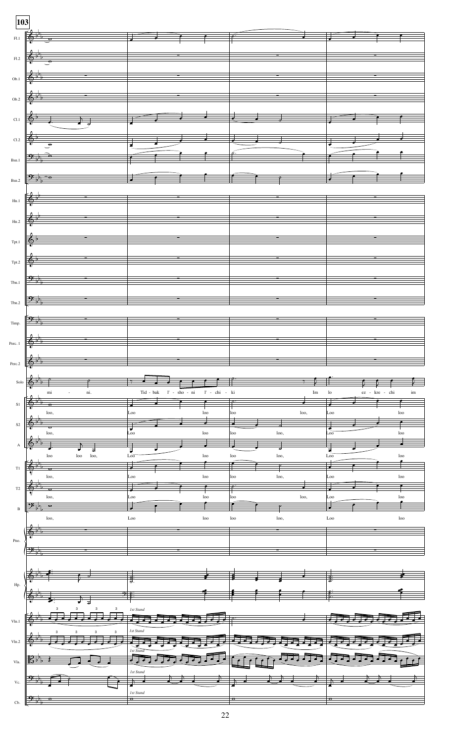**103**

Fl.1

Fl.2

Ob.1

Ob.2

Cl.1

Cl.2

Bsn.1

Bsn.2

Hn.1

Hn.2

Tpt.1

Tpt.2

Tbn.1

Tbn.2

Timp.

Perc. 1

Perc.2

Solo: mi - ni. Tid - bak l' - sho - ni l' - chi - ki Im lo ez - kre - chi im

S1: loo, Loo loo loo loo, Loo loo

S2: loo, Loo loo loo loo, Loo loo

A: loo loo loo, Loo loo loo loo, Loo loo

T1: loo, Loo loo loo loo, Loo loo

T2: loo, Loo loo loo loo, Loo loo

B: loo, Loo loo loo loo, Loo loo

Pno.

Hp.

Vln.1 — *1st Stand*

Vln.2 — *1st Stand*

Vla. — *1st Stand*

Vc. — *1st Stand*

Cb. — *1st Stand*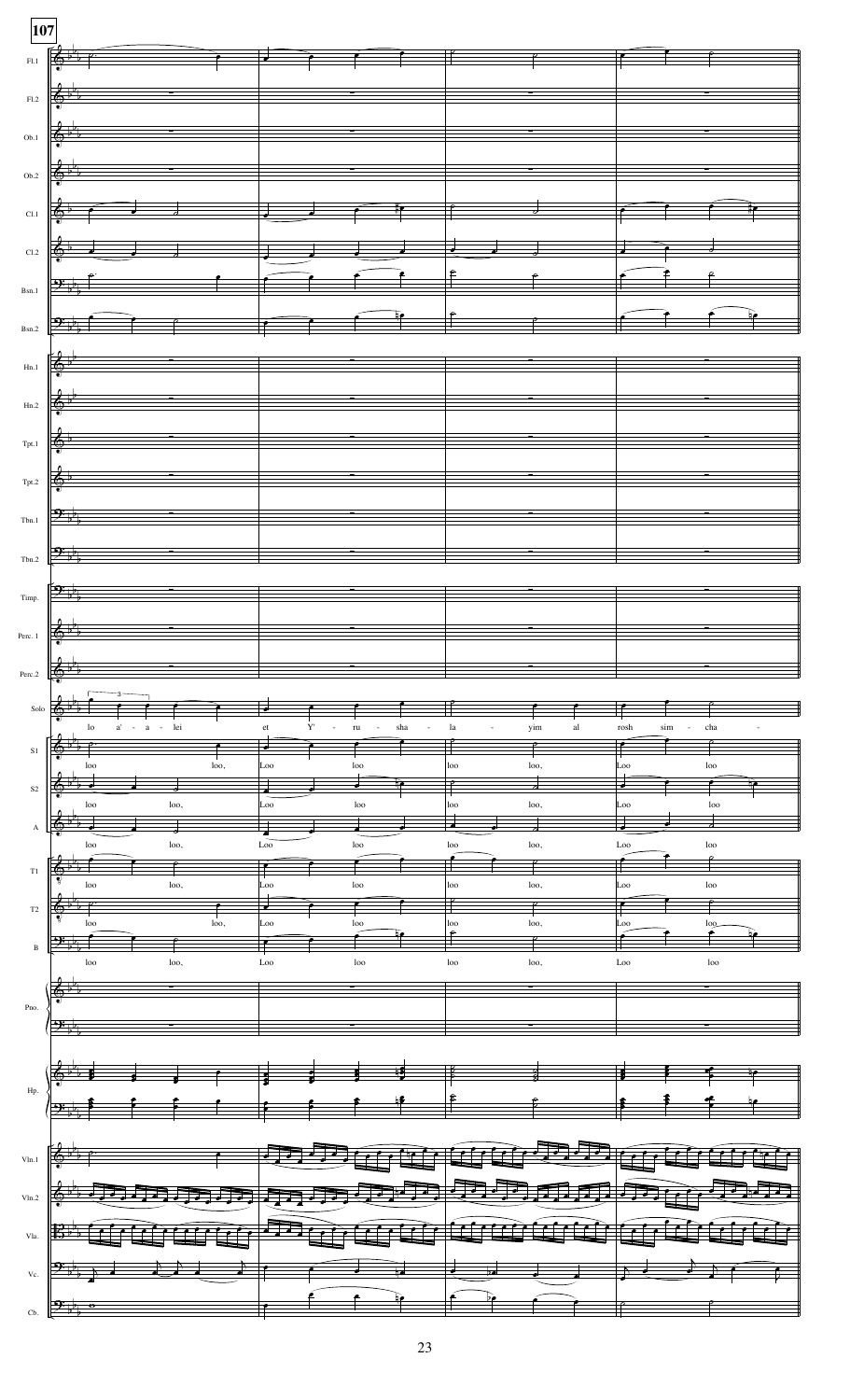**107**

Fl.1
Fl.2
Ob.1
Ob.2
Cl.1
Cl.2
Bsn.1
Bsn.2
Hn.1
Hn.2
Tpt.1
Tpt.2
Tbn.1
Tbn.2
Timp.
Perc. 1
Perc.2

Solo: lo a' - a - lei et Y' - ru - sha - la - yim al rosh sim - cha -

S1: loo loo, Loo loo loo loo, Loo loo

S2: loo loo, Loo loo loo loo, Loo loo

A: loo loo, Loo loo loo loo, Loo loo

T1: loo loo, Loo loo loo loo, Loo loo

T2: loo loo, Loo loo loo loo, Loo loo

B: loo loo, Loo loo loo loo, Loo loo

Pno.
Hp.
Vln.1
Vln.2
Vla.
Vc.
Cb.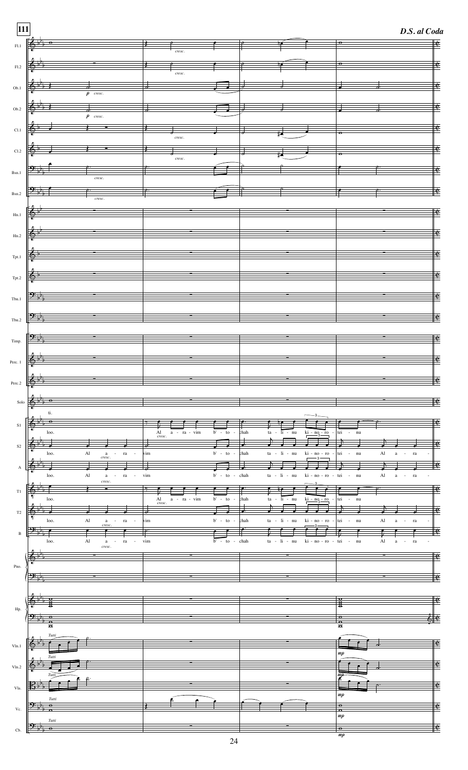**111**

***D.S. al Coda***

Fl.1 — *cresc.*

Fl.2 — *cresc.*

Ob.1 — *p cresc.*

Ob.2 — *p cresc.*

Cl.1 — *cresc.*

Cl.2 — *cresc.*

Bsn.1 — *cresc.*

Bsn.2 — *cresc.*

Hn.1

Hn.2

Tpt.1

Tpt.2

Tbn.1

Tbn.2

Timp.

Perc. 1

Perc. 2

Solo — ti.

S1 — loo. Al a - ra - vim b' - to - chah ta - li - nu ki - no - ro - tei - nu (*cresc.*)

S2 — loo. Al a - ra - vim b' - to - chah ta - li - nu ki - no - ro - tei - nu Al a - ra - (*cresc.*)

A — loo. Al a - ra - vim b' - to - chah ta - li - nu ki - no - ro - tei - nu Al a - ra - (*cresc.*)

T1 — loo. Al a - ra - vim b' - to - chah ta - li - nu ki - no - ro - tei - nu (*cresc.*)

T2 — loo. Al a - ra - vim b' - to - chah ta - li - nu ki - no - ro - tei - nu Al a - ra - (*cresc.*)

B — loo. Al a - ra - vim b' - to - chah ta - li - nu ki - no - ro - tei - nu Al a - ra - (*cresc.*)

Pno.

Hp.

Vln.1 — *Tutti* — *mp*

Vln.2 — *Tutti* — *mp*

Vla. — *Tutti* — *mp*

Vc. — *Tutti* — *mp*

Cb. — *Tutti* — *mp*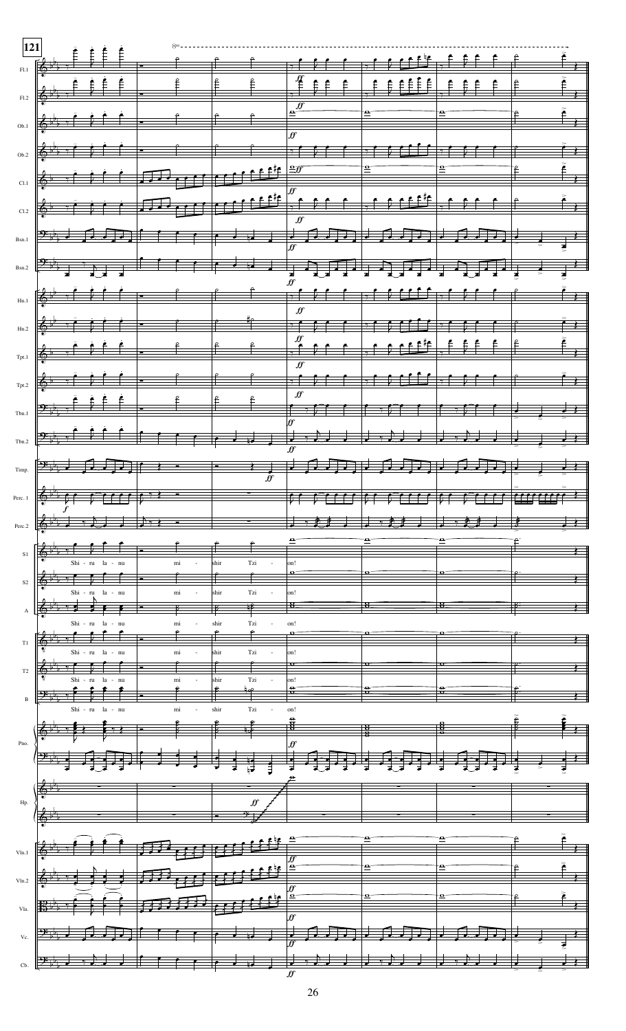121

Fl.1
Fl.2
Ob.1
Ob.2
Cl.1
Cl.2
Bsn.1
Bsn.2
Hn.1
Hn.2
Tpt.1
Tpt.2
Tbn.1
Tbn.2
Timp.
Perc. 1
Perc.2
S1
S2
A
T1
T2
B
Pno.
Hp.
Vln.1
Vln.2
Vla.
Vc.
Cb.

Shi - ru la - nu mi - shir Tzi - on!